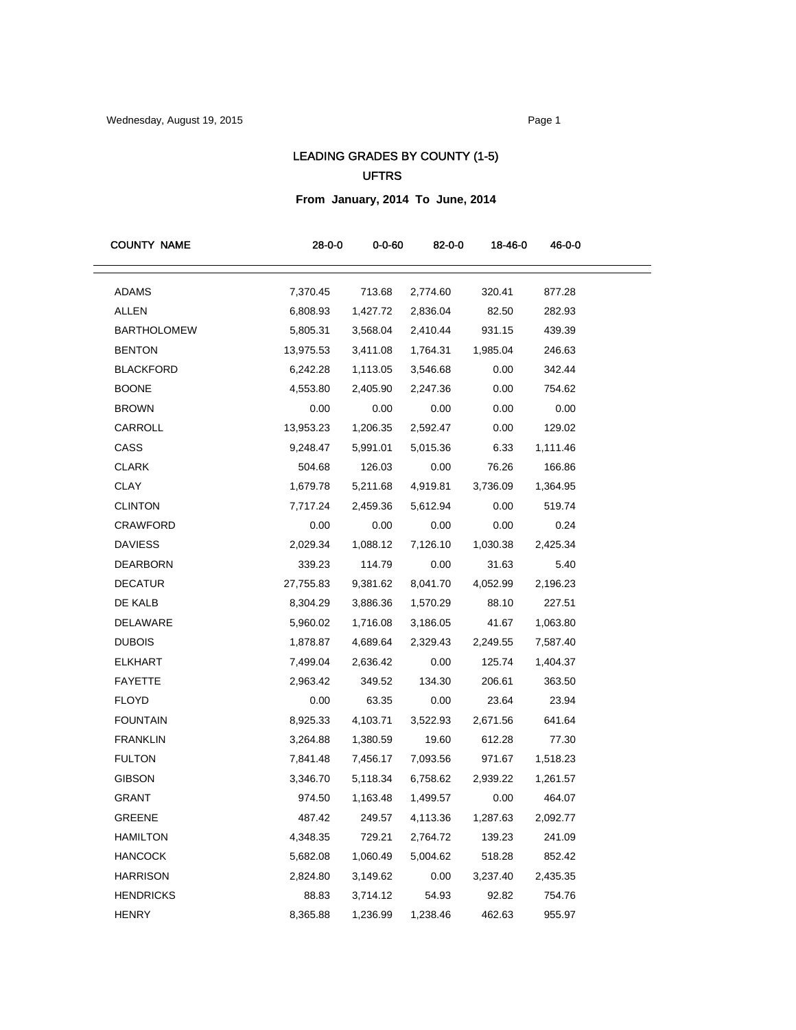# LEADING GRADES BY COUNTY (1-5)

## UFTRS

**From January, 2014 To June, 2014**

| COUNTY NAME | 28-0-0 | 0-0-60 | 82-0-0 | 18-46-0 | 46-0-0 |
|---|---|---|---|---|---|
| ADAMS | 7,370.45 | 713.68 | 2,774.60 | 320.41 | 877.28 |
| ALLEN | 6,808.93 | 1,427.72 | 2,836.04 | 82.50 | 282.93 |
| BARTHOLOMEW | 5,805.31 | 3,568.04 | 2,410.44 | 931.15 | 439.39 |
| BENTON | 13,975.53 | 3,411.08 | 1,764.31 | 1,985.04 | 246.63 |
| BLACKFORD | 6,242.28 | 1,113.05 | 3,546.68 | 0.00 | 342.44 |
| BOONE | 4,553.80 | 2,405.90 | 2,247.36 | 0.00 | 754.62 |
| BROWN | 0.00 | 0.00 | 0.00 | 0.00 | 0.00 |
| CARROLL | 13,953.23 | 1,206.35 | 2,592.47 | 0.00 | 129.02 |
| CASS | 9,248.47 | 5,991.01 | 5,015.36 | 6.33 | 1,111.46 |
| CLARK | 504.68 | 126.03 | 0.00 | 76.26 | 166.86 |
| CLAY | 1,679.78 | 5,211.68 | 4,919.81 | 3,736.09 | 1,364.95 |
| CLINTON | 7,717.24 | 2,459.36 | 5,612.94 | 0.00 | 519.74 |
| CRAWFORD | 0.00 | 0.00 | 0.00 | 0.00 | 0.24 |
| DAVIESS | 2,029.34 | 1,088.12 | 7,126.10 | 1,030.38 | 2,425.34 |
| DEARBORN | 339.23 | 114.79 | 0.00 | 31.63 | 5.40 |
| DECATUR | 27,755.83 | 9,381.62 | 8,041.70 | 4,052.99 | 2,196.23 |
| DE KALB | 8,304.29 | 3,886.36 | 1,570.29 | 88.10 | 227.51 |
| DELAWARE | 5,960.02 | 1,716.08 | 3,186.05 | 41.67 | 1,063.80 |
| DUBOIS | 1,878.87 | 4,689.64 | 2,329.43 | 2,249.55 | 7,587.40 |
| ELKHART | 7,499.04 | 2,636.42 | 0.00 | 125.74 | 1,404.37 |
| FAYETTE | 2,963.42 | 349.52 | 134.30 | 206.61 | 363.50 |
| FLOYD | 0.00 | 63.35 | 0.00 | 23.64 | 23.94 |
| FOUNTAIN | 8,925.33 | 4,103.71 | 3,522.93 | 2,671.56 | 641.64 |
| FRANKLIN | 3,264.88 | 1,380.59 | 19.60 | 612.28 | 77.30 |
| FULTON | 7,841.48 | 7,456.17 | 7,093.56 | 971.67 | 1,518.23 |
| GIBSON | 3,346.70 | 5,118.34 | 6,758.62 | 2,939.22 | 1,261.57 |
| GRANT | 974.50 | 1,163.48 | 1,499.57 | 0.00 | 464.07 |
| GREENE | 487.42 | 249.57 | 4,113.36 | 1,287.63 | 2,092.77 |
| HAMILTON | 4,348.35 | 729.21 | 2,764.72 | 139.23 | 241.09 |
| HANCOCK | 5,682.08 | 1,060.49 | 5,004.62 | 518.28 | 852.42 |
| HARRISON | 2,824.80 | 3,149.62 | 0.00 | 3,237.40 | 2,435.35 |
| HENDRICKS | 88.83 | 3,714.12 | 54.93 | 92.82 | 754.76 |
| HENRY | 8,365.88 | 1,236.99 | 1,238.46 | 462.63 | 955.97 |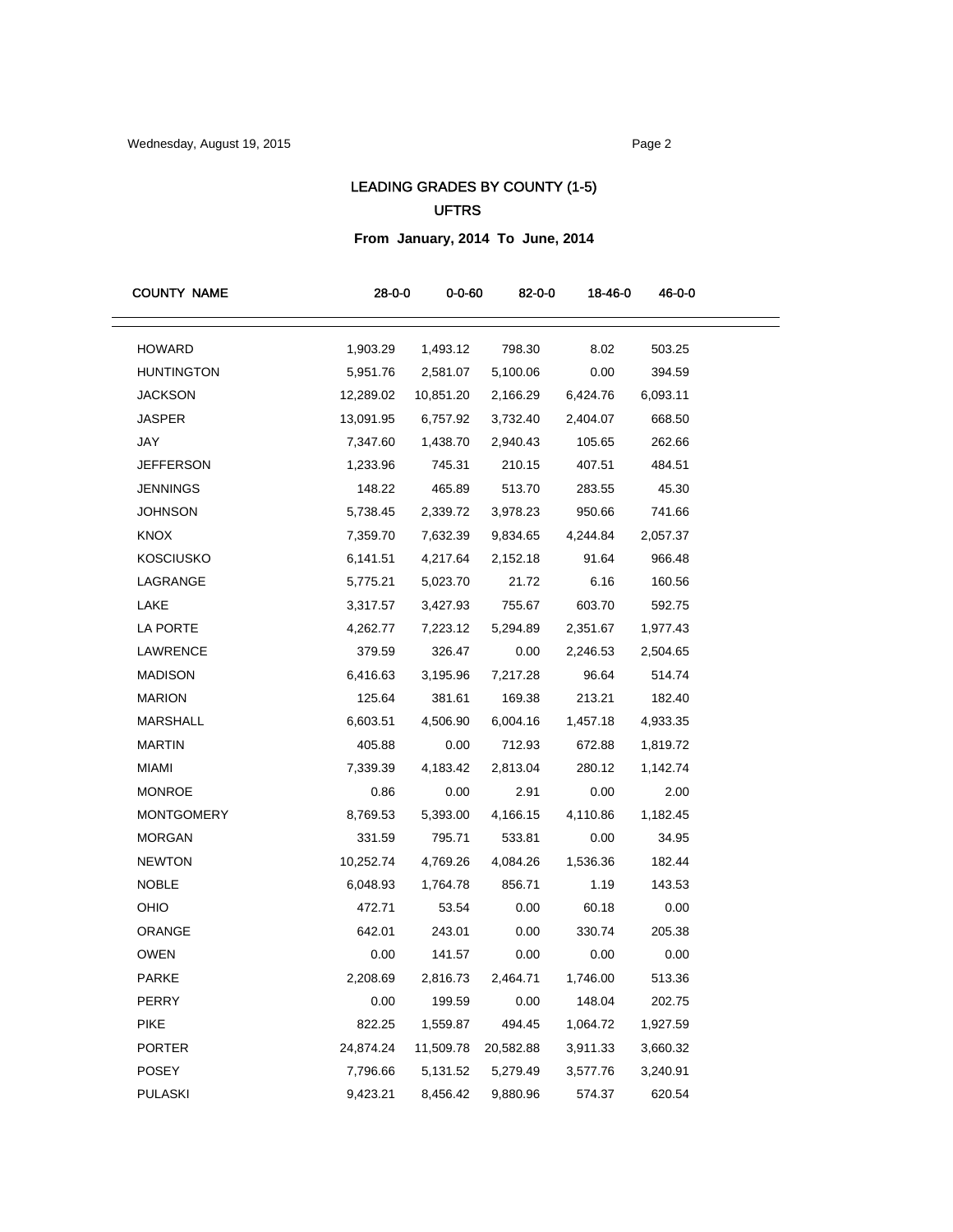# LEADING GRADES BY COUNTY (1-5)

## UFTRS

**From January, 2014 To June, 2014**

| COUNTY NAME | 28-0-0 | 0-0-60 | 82-0-0 | 18-46-0 | 46-0-0 |
|---|---|---|---|---|---|
| HOWARD | 1,903.29 | 1,493.12 | 798.30 | 8.02 | 503.25 |
| HUNTINGTON | 5,951.76 | 2,581.07 | 5,100.06 | 0.00 | 394.59 |
| JACKSON | 12,289.02 | 10,851.20 | 2,166.29 | 6,424.76 | 6,093.11 |
| JASPER | 13,091.95 | 6,757.92 | 3,732.40 | 2,404.07 | 668.50 |
| JAY | 7,347.60 | 1,438.70 | 2,940.43 | 105.65 | 262.66 |
| JEFFERSON | 1,233.96 | 745.31 | 210.15 | 407.51 | 484.51 |
| JENNINGS | 148.22 | 465.89 | 513.70 | 283.55 | 45.30 |
| JOHNSON | 5,738.45 | 2,339.72 | 3,978.23 | 950.66 | 741.66 |
| KNOX | 7,359.70 | 7,632.39 | 9,834.65 | 4,244.84 | 2,057.37 |
| KOSCIUSKO | 6,141.51 | 4,217.64 | 2,152.18 | 91.64 | 966.48 |
| LAGRANGE | 5,775.21 | 5,023.70 | 21.72 | 6.16 | 160.56 |
| LAKE | 3,317.57 | 3,427.93 | 755.67 | 603.70 | 592.75 |
| LA PORTE | 4,262.77 | 7,223.12 | 5,294.89 | 2,351.67 | 1,977.43 |
| LAWRENCE | 379.59 | 326.47 | 0.00 | 2,246.53 | 2,504.65 |
| MADISON | 6,416.63 | 3,195.96 | 7,217.28 | 96.64 | 514.74 |
| MARION | 125.64 | 381.61 | 169.38 | 213.21 | 182.40 |
| MARSHALL | 6,603.51 | 4,506.90 | 6,004.16 | 1,457.18 | 4,933.35 |
| MARTIN | 405.88 | 0.00 | 712.93 | 672.88 | 1,819.72 |
| MIAMI | 7,339.39 | 4,183.42 | 2,813.04 | 280.12 | 1,142.74 |
| MONROE | 0.86 | 0.00 | 2.91 | 0.00 | 2.00 |
| MONTGOMERY | 8,769.53 | 5,393.00 | 4,166.15 | 4,110.86 | 1,182.45 |
| MORGAN | 331.59 | 795.71 | 533.81 | 0.00 | 34.95 |
| NEWTON | 10,252.74 | 4,769.26 | 4,084.26 | 1,536.36 | 182.44 |
| NOBLE | 6,048.93 | 1,764.78 | 856.71 | 1.19 | 143.53 |
| OHIO | 472.71 | 53.54 | 0.00 | 60.18 | 0.00 |
| ORANGE | 642.01 | 243.01 | 0.00 | 330.74 | 205.38 |
| OWEN | 0.00 | 141.57 | 0.00 | 0.00 | 0.00 |
| PARKE | 2,208.69 | 2,816.73 | 2,464.71 | 1,746.00 | 513.36 |
| PERRY | 0.00 | 199.59 | 0.00 | 148.04 | 202.75 |
| PIKE | 822.25 | 1,559.87 | 494.45 | 1,064.72 | 1,927.59 |
| PORTER | 24,874.24 | 11,509.78 | 20,582.88 | 3,911.33 | 3,660.32 |
| POSEY | 7,796.66 | 5,131.52 | 5,279.49 | 3,577.76 | 3,240.91 |
| PULASKI | 9,423.21 | 8,456.42 | 9,880.96 | 574.37 | 620.54 |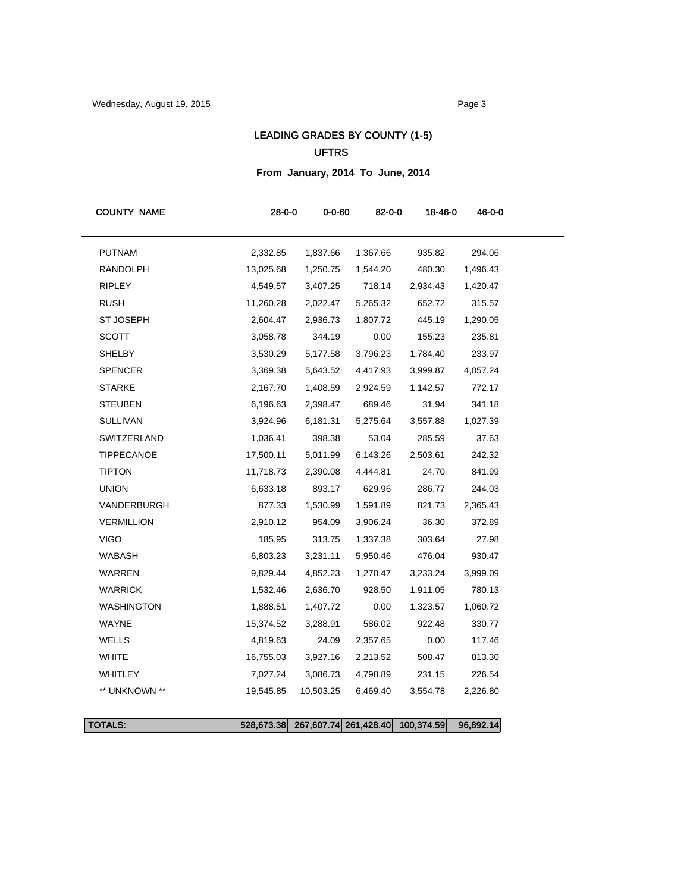## LEADING GRADES BY COUNTY (1-5)

## UFTRS

**From January, 2014 To June, 2014**

| COUNTY NAME | 28-0-0 | 0-0-60 | 82-0-0 | 18-46-0 | 46-0-0 |
|---|---|---|---|---|---|
| PUTNAM | 2,332.85 | 1,837.66 | 1,367.66 | 935.82 | 294.06 |
| RANDOLPH | 13,025.68 | 1,250.75 | 1,544.20 | 480.30 | 1,496.43 |
| RIPLEY | 4,549.57 | 3,407.25 | 718.14 | 2,934.43 | 1,420.47 |
| RUSH | 11,260.28 | 2,022.47 | 5,265.32 | 652.72 | 315.57 |
| ST JOSEPH | 2,604.47 | 2,936.73 | 1,807.72 | 445.19 | 1,290.05 |
| SCOTT | 3,058.78 | 344.19 | 0.00 | 155.23 | 235.81 |
| SHELBY | 3,530.29 | 5,177.58 | 3,796.23 | 1,784.40 | 233.97 |
| SPENCER | 3,369.38 | 5,643.52 | 4,417.93 | 3,999.87 | 4,057.24 |
| STARKE | 2,167.70 | 1,408.59 | 2,924.59 | 1,142.57 | 772.17 |
| STEUBEN | 6,196.63 | 2,398.47 | 689.46 | 31.94 | 341.18 |
| SULLIVAN | 3,924.96 | 6,181.31 | 5,275.64 | 3,557.88 | 1,027.39 |
| SWITZERLAND | 1,036.41 | 398.38 | 53.04 | 285.59 | 37.63 |
| TIPPECANOE | 17,500.11 | 5,011.99 | 6,143.26 | 2,503.61 | 242.32 |
| TIPTON | 11,718.73 | 2,390.08 | 4,444.81 | 24.70 | 841.99 |
| UNION | 6,633.18 | 893.17 | 629.96 | 286.77 | 244.03 |
| VANDERBURGH | 877.33 | 1,530.99 | 1,591.89 | 821.73 | 2,365.43 |
| VERMILLION | 2,910.12 | 954.09 | 3,906.24 | 36.30 | 372.89 |
| VIGO | 185.95 | 313.75 | 1,337.38 | 303.64 | 27.98 |
| WABASH | 6,803.23 | 3,231.11 | 5,950.46 | 476.04 | 930.47 |
| WARREN | 9,829.44 | 4,852.23 | 1,270.47 | 3,233.24 | 3,999.09 |
| WARRICK | 1,532.46 | 2,636.70 | 928.50 | 1,911.05 | 780.13 |
| WASHINGTON | 1,888.51 | 1,407.72 | 0.00 | 1,323.57 | 1,060.72 |
| WAYNE | 15,374.52 | 3,288.91 | 586.02 | 922.48 | 330.77 |
| WELLS | 4,819.63 | 24.09 | 2,357.65 | 0.00 | 117.46 |
| WHITE | 16,755.03 | 3,927.16 | 2,213.52 | 508.47 | 813.30 |
| WHITLEY | 7,027.24 | 3,086.73 | 4,798.89 | 231.15 | 226.54 |
| ** UNKNOWN ** | 19,545.85 | 10,503.25 | 6,469.40 | 3,554.78 | 2,226.80 |
| TOTALS: | 528,673.38 | 267,607.74 | 261,428.40 | 100,374.59 | 96,892.14 |